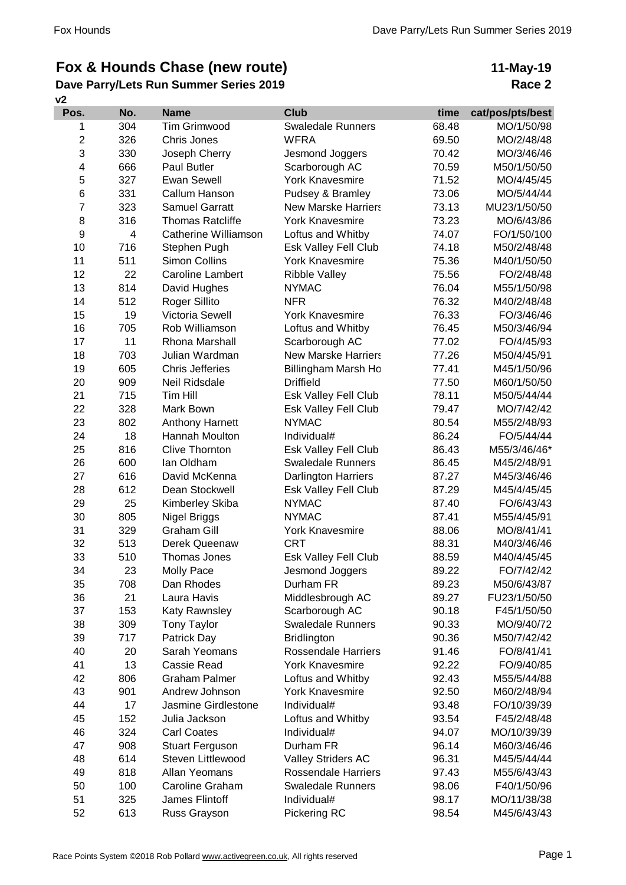# Fox & Hounds Chase (new route)

**11-May-19**

## Dave Parry/Lets Run Summer Series 2019

**Race 2**

**v2**

| Pos. | No. | Name | Club | time | cat/pos/pts/best |
|---|---|---|---|---|---|
| 1 | 304 | Tim Grimwood | Swaledale Runners | 68.48 | MO/1/50/98 |
| 2 | 326 | Chris Jones | WFRA | 69.50 | MO/2/48/48 |
| 3 | 330 | Joseph Cherry | Jesmond Joggers | 70.42 | MO/3/46/46 |
| 4 | 666 | Paul Butler | Scarborough AC | 70.59 | M50/1/50/50 |
| 5 | 327 | Ewan Sewell | York Knavesmire | 71.52 | MO/4/45/45 |
| 6 | 331 | Callum Hanson | Pudsey & Bramley | 73.06 | MO/5/44/44 |
| 7 | 323 | Samuel Garratt | New Marske Harriers | 73.13 | MU23/1/50/50 |
| 8 | 316 | Thomas Ratcliffe | York Knavesmire | 73.23 | MO/6/43/86 |
| 9 | 4 | Catherine Williamson | Loftus and Whitby | 74.07 | FO/1/50/100 |
| 10 | 716 | Stephen Pugh | Esk Valley Fell Club | 74.18 | M50/2/48/48 |
| 11 | 511 | Simon Collins | York Knavesmire | 75.36 | M40/1/50/50 |
| 12 | 22 | Caroline Lambert | Ribble Valley | 75.56 | FO/2/48/48 |
| 13 | 814 | David Hughes | NYMAC | 76.04 | M55/1/50/98 |
| 14 | 512 | Roger Sillito | NFR | 76.32 | M40/2/48/48 |
| 15 | 19 | Victoria Sewell | York Knavesmire | 76.33 | FO/3/46/46 |
| 16 | 705 | Rob Williamson | Loftus and Whitby | 76.45 | M50/3/46/94 |
| 17 | 11 | Rhona Marshall | Scarborough AC | 77.02 | FO/4/45/93 |
| 18 | 703 | Julian Wardman | New Marske Harriers | 77.26 | M50/4/45/91 |
| 19 | 605 | Chris Jefferies | Billingham Marsh Ho | 77.41 | M45/1/50/96 |
| 20 | 909 | Neil Ridsdale | Driffield | 77.50 | M60/1/50/50 |
| 21 | 715 | Tim Hill | Esk Valley Fell Club | 78.11 | M50/5/44/44 |
| 22 | 328 | Mark Bown | Esk Valley Fell Club | 79.47 | MO/7/42/42 |
| 23 | 802 | Anthony Harnett | NYMAC | 80.54 | M55/2/48/93 |
| 24 | 18 | Hannah Moulton | Individual# | 86.24 | FO/5/44/44 |
| 25 | 816 | Clive Thornton | Esk Valley Fell Club | 86.43 | M55/3/46/46* |
| 26 | 600 | Ian Oldham | Swaledale Runners | 86.45 | M45/2/48/91 |
| 27 | 616 | David McKenna | Darlington Harriers | 87.27 | M45/3/46/46 |
| 28 | 612 | Dean Stockwell | Esk Valley Fell Club | 87.29 | M45/4/45/45 |
| 29 | 25 | Kimberley Skiba | NYMAC | 87.40 | FO/6/43/43 |
| 30 | 805 | Nigel Briggs | NYMAC | 87.41 | M55/4/45/91 |
| 31 | 329 | Graham Gill | York Knavesmire | 88.06 | MO/8/41/41 |
| 32 | 513 | Derek Queenaw | CRT | 88.31 | M40/3/46/46 |
| 33 | 510 | Thomas Jones | Esk Valley Fell Club | 88.59 | M40/4/45/45 |
| 34 | 23 | Molly Pace | Jesmond Joggers | 89.22 | FO/7/42/42 |
| 35 | 708 | Dan Rhodes | Durham FR | 89.23 | M50/6/43/87 |
| 36 | 21 | Laura Havis | Middlesbrough AC | 89.27 | FU23/1/50/50 |
| 37 | 153 | Katy Rawnsley | Scarborough AC | 90.18 | F45/1/50/50 |
| 38 | 309 | Tony Taylor | Swaledale Runners | 90.33 | MO/9/40/72 |
| 39 | 717 | Patrick Day | Bridlington | 90.36 | M50/7/42/42 |
| 40 | 20 | Sarah Yeomans | Rossendale Harriers | 91.46 | FO/8/41/41 |
| 41 | 13 | Cassie Read | York Knavesmire | 92.22 | FO/9/40/85 |
| 42 | 806 | Graham Palmer | Loftus and Whitby | 92.43 | M55/5/44/88 |
| 43 | 901 | Andrew Johnson | York Knavesmire | 92.50 | M60/2/48/94 |
| 44 | 17 | Jasmine Girdlestone | Individual# | 93.48 | FO/10/39/39 |
| 45 | 152 | Julia Jackson | Loftus and Whitby | 93.54 | F45/2/48/48 |
| 46 | 324 | Carl Coates | Individual# | 94.07 | MO/10/39/39 |
| 47 | 908 | Stuart Ferguson | Durham FR | 96.14 | M60/3/46/46 |
| 48 | 614 | Steven Littlewood | Valley Striders AC | 96.31 | M45/5/44/44 |
| 49 | 818 | Allan Yeomans | Rossendale Harriers | 97.43 | M55/6/43/43 |
| 50 | 100 | Caroline Graham | Swaledale Runners | 98.06 | F40/1/50/96 |
| 51 | 325 | James Flintoff | Individual# | 98.17 | MO/11/38/38 |
| 52 | 613 | Russ Grayson | Pickering RC | 98.54 | M45/6/43/43 |

Race Points System ©2018 Rob Pollard www.activegreen.co.uk, All rights reserved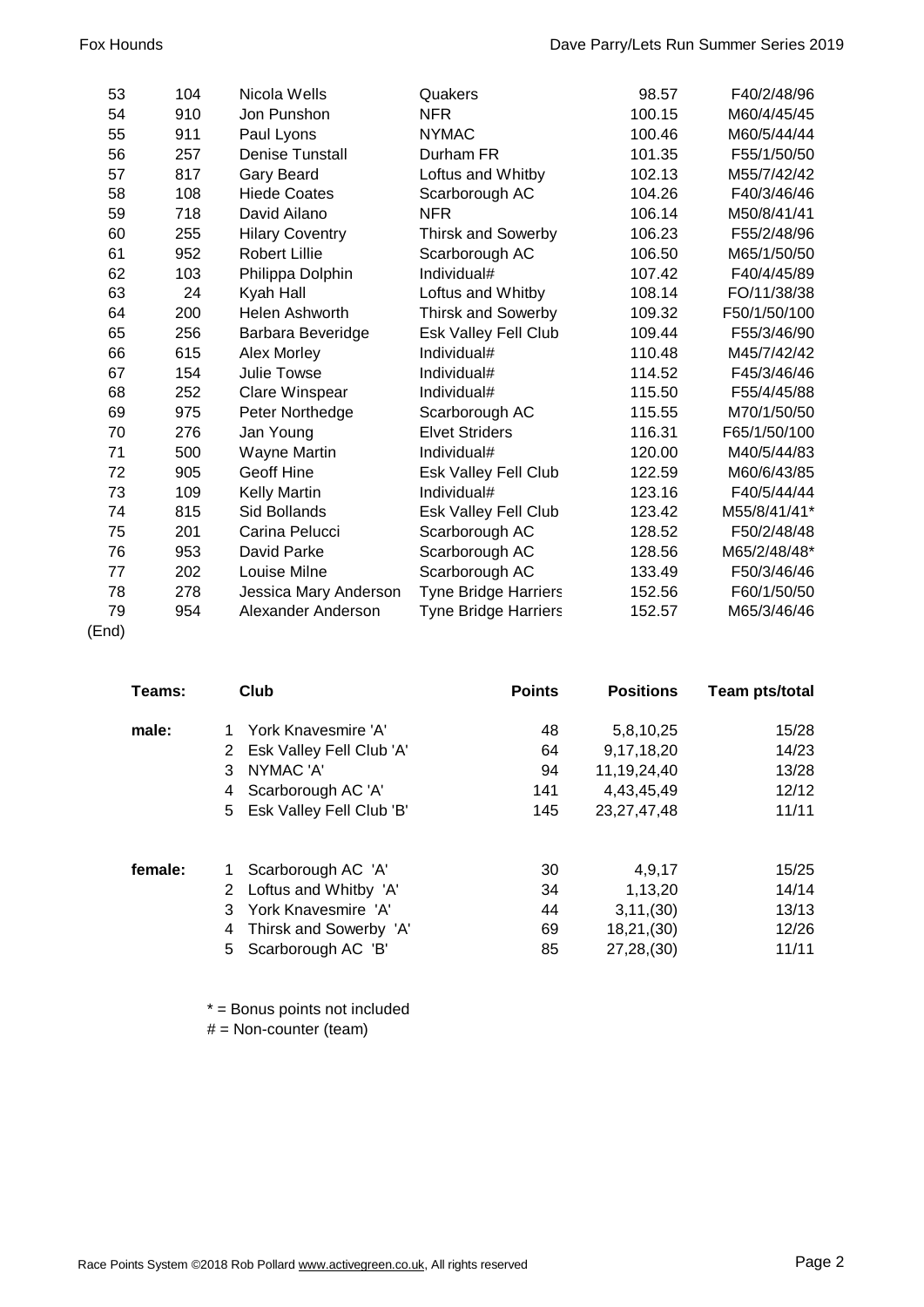| | | | | | |
|---|---|---|---|---|---|
| 53 | 104 | Nicola Wells | Quakers | 98.57 | F40/2/48/96 |
| 54 | 910 | Jon Punshon | NFR | 100.15 | M60/4/45/45 |
| 55 | 911 | Paul Lyons | NYMAC | 100.46 | M60/5/44/44 |
| 56 | 257 | Denise Tunstall | Durham FR | 101.35 | F55/1/50/50 |
| 57 | 817 | Gary Beard | Loftus and Whitby | 102.13 | M55/7/42/42 |
| 58 | 108 | Hiede Coates | Scarborough AC | 104.26 | F40/3/46/46 |
| 59 | 718 | David Ailano | NFR | 106.14 | M50/8/41/41 |
| 60 | 255 | Hilary Coventry | Thirsk and Sowerby | 106.23 | F55/2/48/96 |
| 61 | 952 | Robert Lillie | Scarborough AC | 106.50 | M65/1/50/50 |
| 62 | 103 | Philippa Dolphin | Individual# | 107.42 | F40/4/45/89 |
| 63 | 24 | Kyah Hall | Loftus and Whitby | 108.14 | FO/11/38/38 |
| 64 | 200 | Helen Ashworth | Thirsk and Sowerby | 109.32 | F50/1/50/100 |
| 65 | 256 | Barbara Beveridge | Esk Valley Fell Club | 109.44 | F55/3/46/90 |
| 66 | 615 | Alex Morley | Individual# | 110.48 | M45/7/42/42 |
| 67 | 154 | Julie Towse | Individual# | 114.52 | F45/3/46/46 |
| 68 | 252 | Clare Winspear | Individual# | 115.50 | F55/4/45/88 |
| 69 | 975 | Peter Northedge | Scarborough AC | 115.55 | M70/1/50/50 |
| 70 | 276 | Jan Young | Elvet Striders | 116.31 | F65/1/50/100 |
| 71 | 500 | Wayne Martin | Individual# | 120.00 | M40/5/44/83 |
| 72 | 905 | Geoff Hine | Esk Valley Fell Club | 122.59 | M60/6/43/85 |
| 73 | 109 | Kelly Martin | Individual# | 123.16 | F40/5/44/44 |
| 74 | 815 | Sid Bollands | Esk Valley Fell Club | 123.42 | M55/8/41/41* |
| 75 | 201 | Carina Pelucci | Scarborough AC | 128.52 | F50/2/48/48 |
| 76 | 953 | David Parke | Scarborough AC | 128.56 | M65/2/48/48* |
| 77 | 202 | Louise Milne | Scarborough AC | 133.49 | F50/3/46/46 |
| 78 | 278 | Jessica Mary Anderson | Tyne Bridge Harriers | 152.56 | F60/1/50/50 |
| 79 | 954 | Alexander Anderson | Tyne Bridge Harriers | 152.57 | M65/3/46/46 |

(End)

| Teams: | | Club | Points | Positions | Team pts/total |
|---|---|---|---|---|---|
| male: | 1 | York Knavesmire 'A' | 48 | 5,8,10,25 | 15/28 |
| | 2 | Esk Valley Fell Club 'A' | 64 | 9,17,18,20 | 14/23 |
| | 3 | NYMAC 'A' | 94 | 11,19,24,40 | 13/28 |
| | 4 | Scarborough AC 'A' | 141 | 4,43,45,49 | 12/12 |
| | 5 | Esk Valley Fell Club 'B' | 145 | 23,27,47,48 | 11/11 |
| female: | 1 | Scarborough AC 'A' | 30 | 4,9,17 | 15/25 |
| | 2 | Loftus and Whitby 'A' | 34 | 1,13,20 | 14/14 |
| | 3 | York Knavesmire 'A' | 44 | 3,11,(30) | 13/13 |
| | 4 | Thirsk and Sowerby 'A' | 69 | 18,21,(30) | 12/26 |
| | 5 | Scarborough AC 'B' | 85 | 27,28,(30) | 11/11 |

* = Bonus points not included
# = Non-counter (team)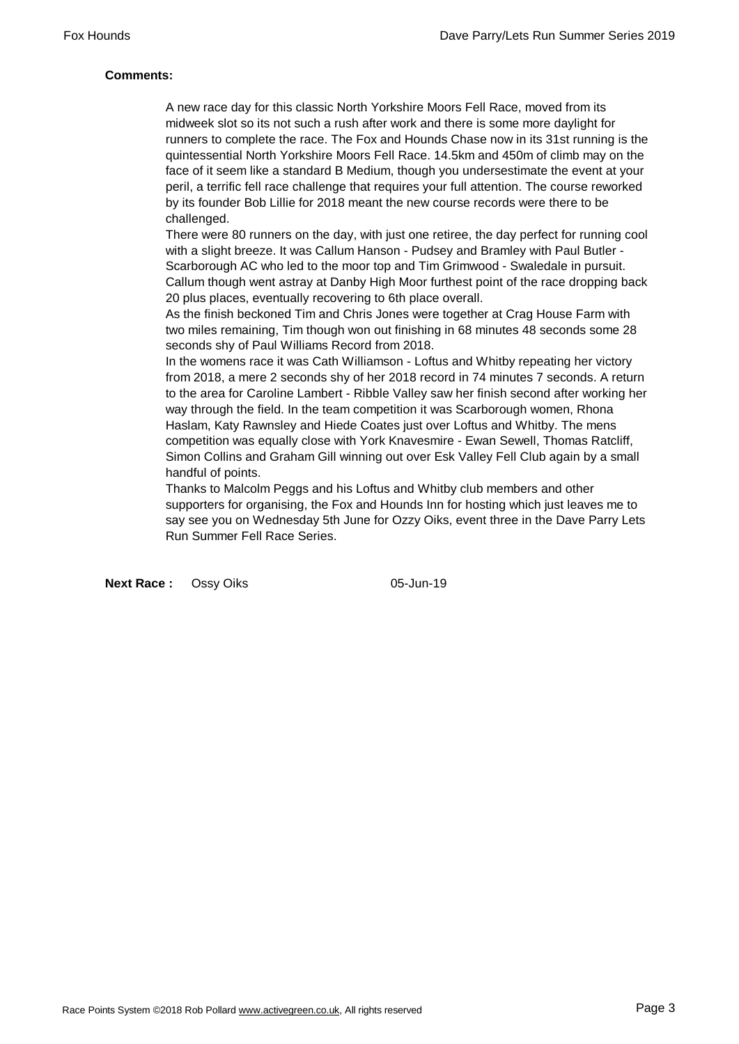**Comments:**

A new race day for this classic North Yorkshire Moors Fell Race, moved from its midweek slot so its not such a rush after work and there is some more daylight for runners to complete the race. The Fox and Hounds Chase now in its 31st running is the quintessential North Yorkshire Moors Fell Race. 14.5km and 450m of climb may on the face of it seem like a standard B Medium, though you undersestimate the event at your peril, a terrific fell race challenge that requires your full attention. The course reworked by its founder Bob Lillie for 2018 meant the new course records were there to be challenged.

There were 80 runners on the day, with just one retiree, the day perfect for running cool with a slight breeze. It was Callum Hanson - Pudsey and Bramley with Paul Butler - Scarborough AC who led to the moor top and Tim Grimwood - Swaledale in pursuit. Callum though went astray at Danby High Moor furthest point of the race dropping back 20 plus places, eventually recovering to 6th place overall.

As the finish beckoned Tim and Chris Jones were together at Crag House Farm with two miles remaining, Tim though won out finishing in 68 minutes 48 seconds some 28 seconds shy of Paul Williams Record from 2018.

In the womens race it was Cath Williamson - Loftus and Whitby repeating her victory from 2018, a mere 2 seconds shy of her 2018 record in 74 minutes 7 seconds. A return to the area for Caroline Lambert - Ribble Valley saw her finish second after working her way through the field. In the team competition it was Scarborough women, Rhona Haslam, Katy Rawnsley and Hiede Coates just over Loftus and Whitby. The mens competition was equally close with York Knavesmire - Ewan Sewell, Thomas Ratcliff, Simon Collins and Graham Gill winning out over Esk Valley Fell Club again by a small handful of points.

Thanks to Malcolm Peggs and his Loftus and Whitby club members and other supporters for organising, the Fox and Hounds Inn for hosting which just leaves me to say see you on Wednesday 5th June for Ozzy Oiks, event three in the Dave Parry Lets Run Summer Fell Race Series.

**Next Race :** Ossy Oiks 05-Jun-19